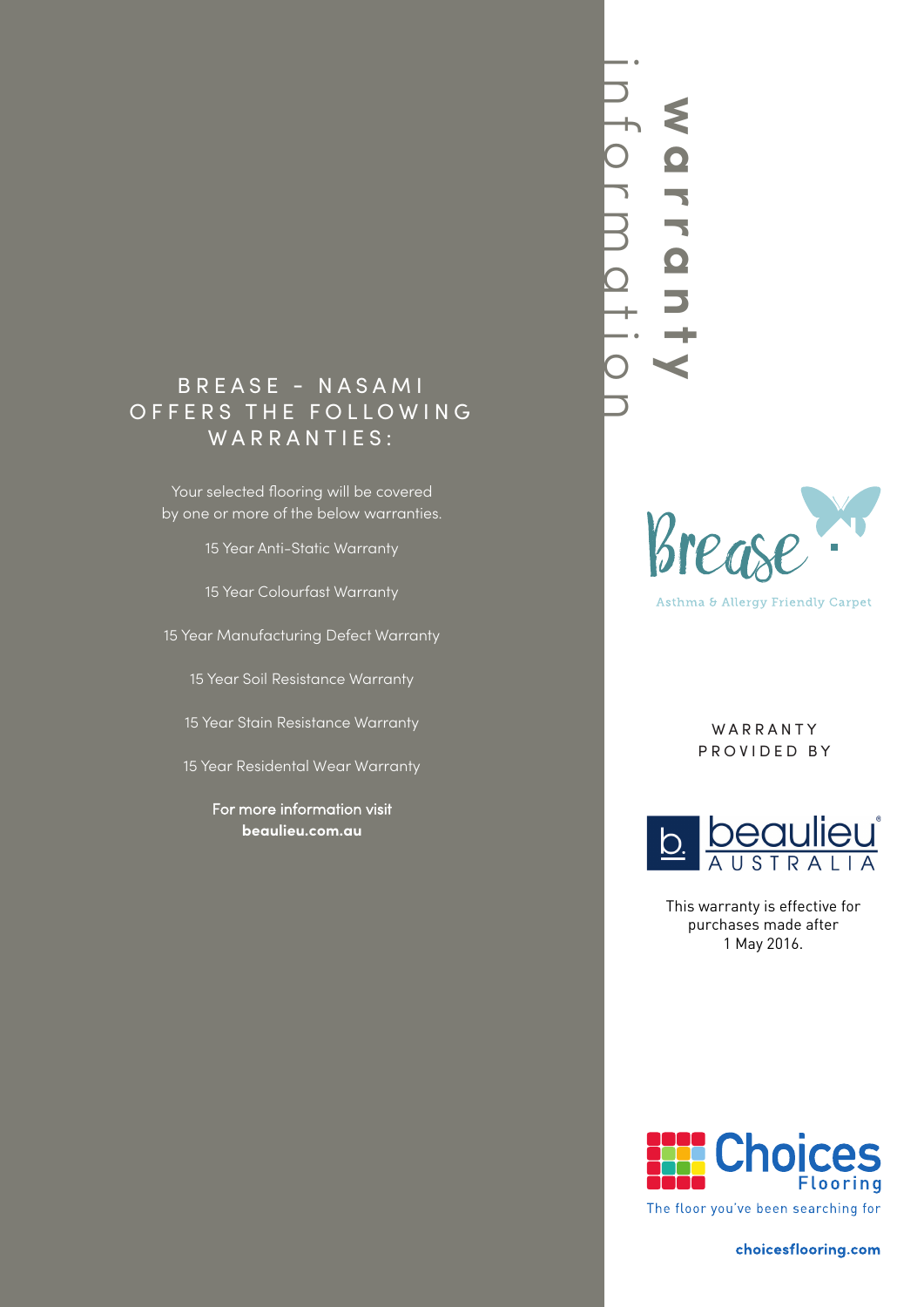# warranty information

## BREASE - NASAMI OFFERS THE FOLLOWING WARRANTIES:

Your selected flooring will be covered by one or more of the below warranties.

15 Year Anti-Static Warranty

15 Year Colourfast Warranty

15 Year Manufacturing Defect Warranty

15 Year Soil Resistance Warranty

15 Year Stain Resistance Warranty

15 Year Residental Wear Warranty

For more information visit
**beaulieu.com.au**

Brease

Asthma & Allergy Friendly Carpet

WARRANTY PROVIDED BY

beaulieu AUSTRALIA

This warranty is effective for purchases made after 1 May 2016.

Choices Flooring

The floor you've been searching for

**choicesflooring.com**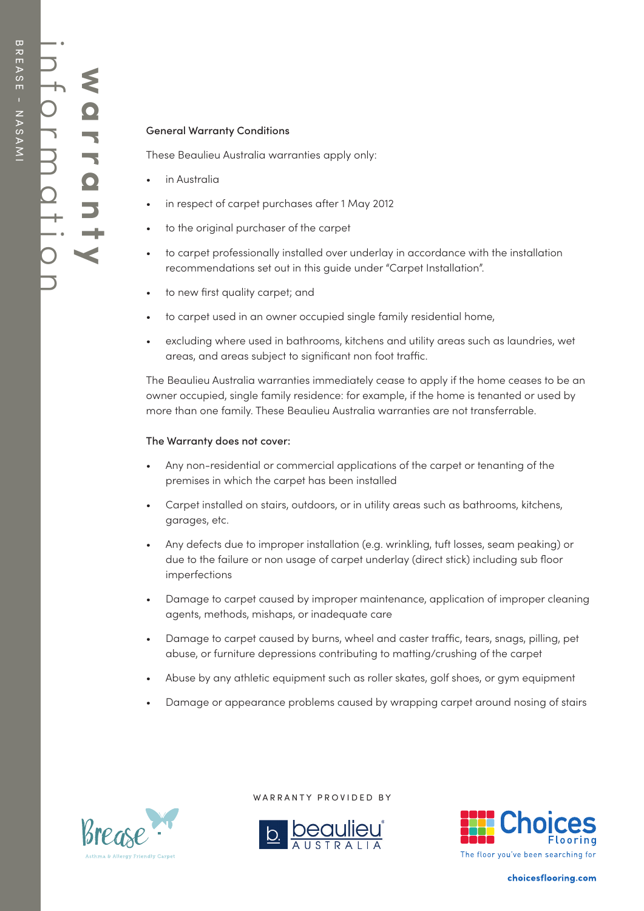# warranty information

### General Warranty Conditions

These Beaulieu Australia warranties apply only:

- in Australia
- in respect of carpet purchases after 1 May 2012
- to the original purchaser of the carpet
- to carpet professionally installed over underlay in accordance with the installation recommendations set out in this guide under "Carpet Installation".
- to new first quality carpet; and
- to carpet used in an owner occupied single family residential home,
- excluding where used in bathrooms, kitchens and utility areas such as laundries, wet areas, and areas subject to significant non foot traffic.

The Beaulieu Australia warranties immediately cease to apply if the home ceases to be an owner occupied, single family residence: for example, if the home is tenanted or used by more than one family. These Beaulieu Australia warranties are not transferrable.

### The Warranty does not cover:

- Any non-residential or commercial applications of the carpet or tenanting of the premises in which the carpet has been installed
- Carpet installed on stairs, outdoors, or in utility areas such as bathrooms, kitchens, garages, etc.
- Any defects due to improper installation (e.g. wrinkling, tuft losses, seam peaking) or due to the failure or non usage of carpet underlay (direct stick) including sub floor imperfections
- Damage to carpet caused by improper maintenance, application of improper cleaning agents, methods, mishaps, or inadequate care
- Damage to carpet caused by burns, wheel and caster traffic, tears, snags, pilling, pet abuse, or furniture depressions contributing to matting/crushing of the carpet
- Abuse by any athletic equipment such as roller skates, golf shoes, or gym equipment
- Damage or appearance problems caused by wrapping carpet around nosing of stairs

Brease – Asthma & Allergy Friendly Carpet

WARRANTY PROVIDED BY

beaulieu AUSTRALIA

Choices Flooring – The floor you've been searching for

choicesflooring.com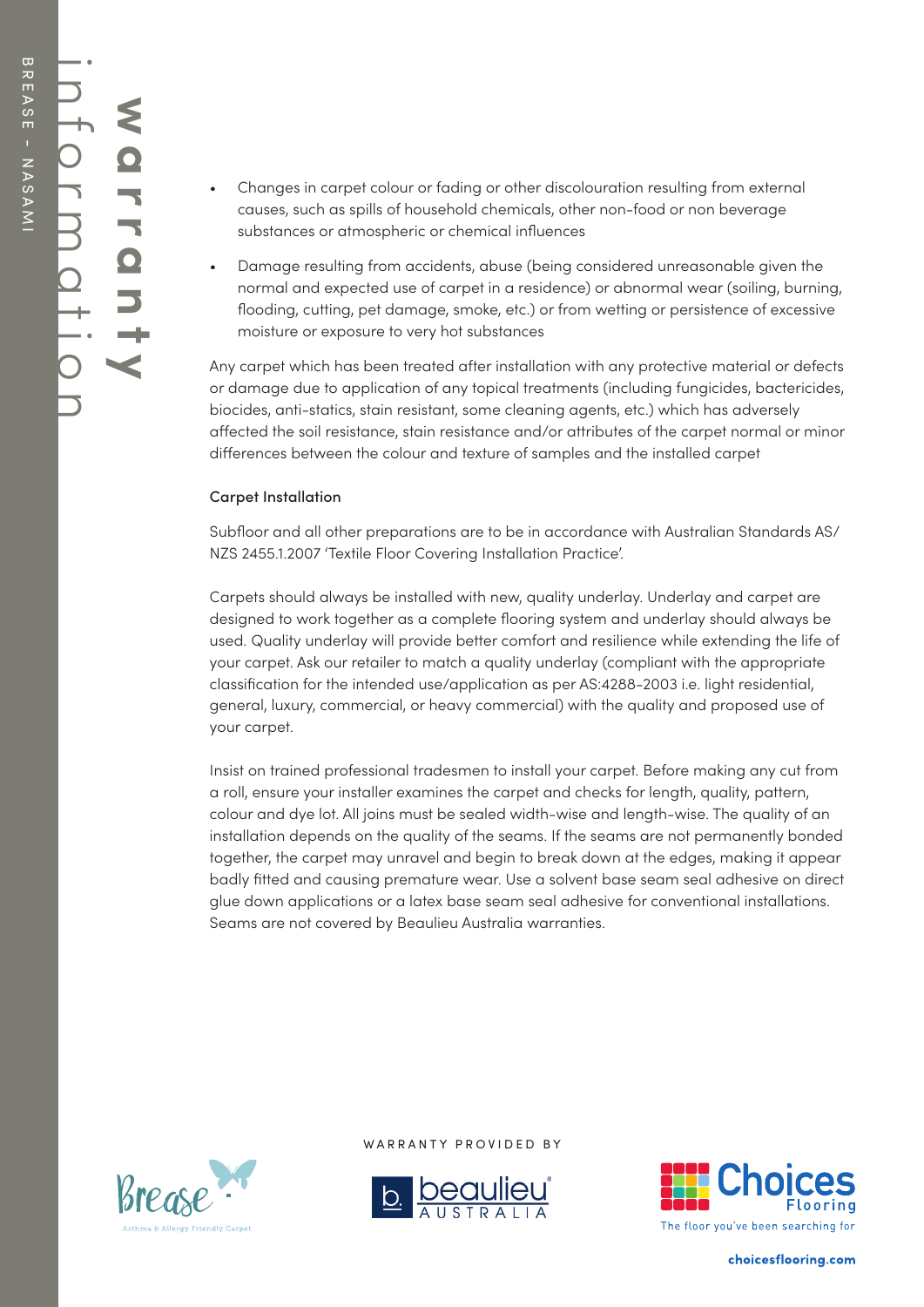# warranty information

- Changes in carpet colour or fading or other discolouration resulting from external causes, such as spills of household chemicals, other non-food or non beverage substances or atmospheric or chemical influences
- Damage resulting from accidents, abuse (being considered unreasonable given the normal and expected use of carpet in a residence) or abnormal wear (soiling, burning, flooding, cutting, pet damage, smoke, etc.) or from wetting or persistence of excessive moisture or exposure to very hot substances

Any carpet which has been treated after installation with any protective material or defects or damage due to application of any topical treatments (including fungicides, bactericides, biocides, anti-statics, stain resistant, some cleaning agents, etc.) which has adversely affected the soil resistance, stain resistance and/or attributes of the carpet normal or minor differences between the colour and texture of samples and the installed carpet

### Carpet Installation

Subfloor and all other preparations are to be in accordance with Australian Standards AS/NZS 2455.1.2007 'Textile Floor Covering Installation Practice'.

Carpets should always be installed with new, quality underlay. Underlay and carpet are designed to work together as a complete flooring system and underlay should always be used. Quality underlay will provide better comfort and resilience while extending the life of your carpet. Ask our retailer to match a quality underlay (compliant with the appropriate classification for the intended use/application as per AS:4288-2003 i.e. light residential, general, luxury, commercial, or heavy commercial) with the quality and proposed use of your carpet.

Insist on trained professional tradesmen to install your carpet. Before making any cut from a roll, ensure your installer examines the carpet and checks for length, quality, pattern, colour and dye lot. All joins must be sealed width-wise and length-wise. The quality of an installation depends on the quality of the seams. If the seams are not permanently bonded together, the carpet may unravel and begin to break down at the edges, making it appear badly fitted and causing premature wear. Use a solvent base seam seal adhesive on direct glue down applications or a latex base seam seal adhesive for conventional installations. Seams are not covered by Beaulieu Australia warranties.

Brease – Asthma & Allergy Friendly Carpet

WARRANTY PROVIDED BY

beaulieu AUSTRALIA

Choices Flooring – The floor you've been searching for

choicesflooring.com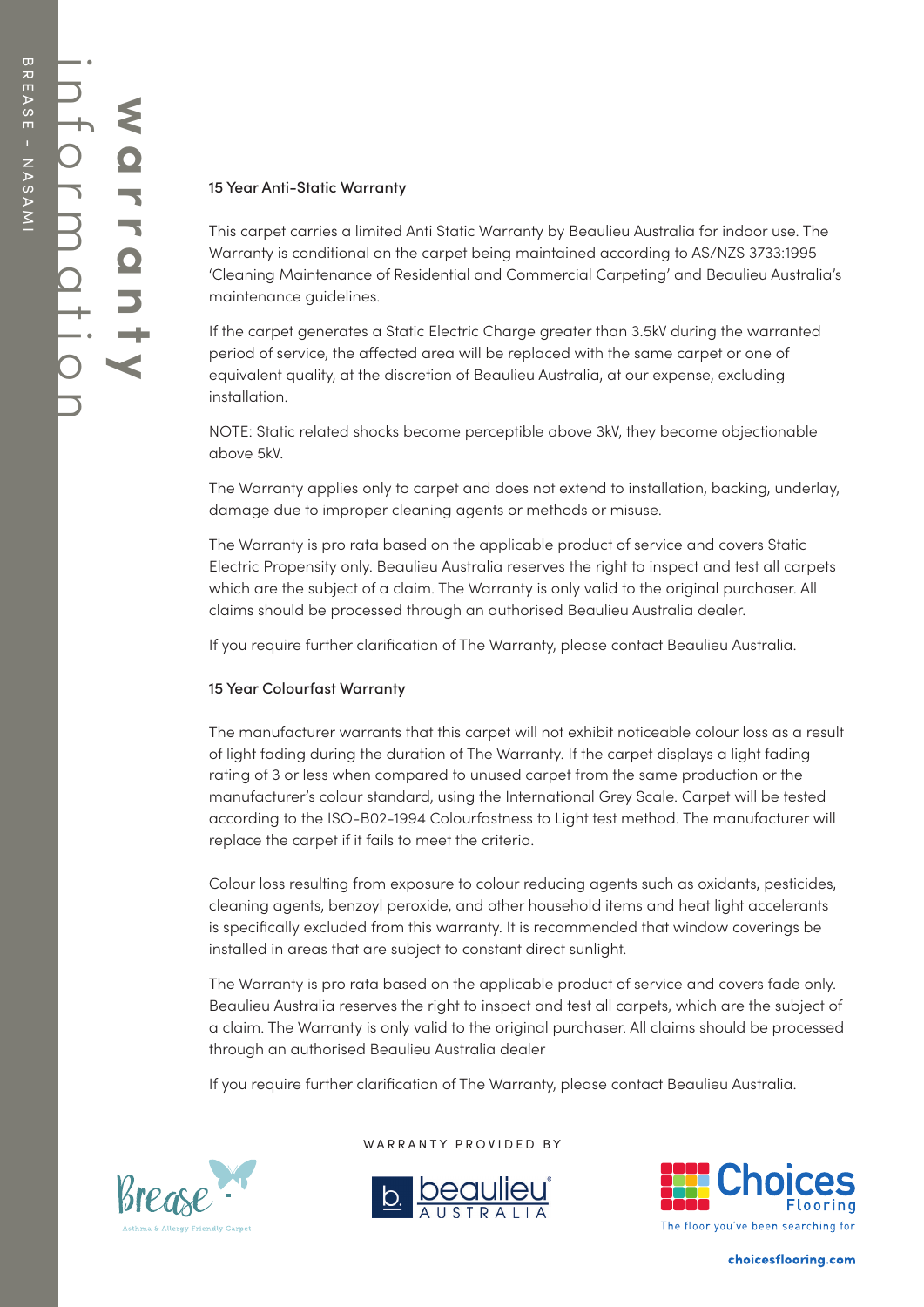# warranty information

### 15 Year Anti-Static Warranty

This carpet carries a limited Anti Static Warranty by Beaulieu Australia for indoor use. The Warranty is conditional on the carpet being maintained according to AS/NZS 3733:1995 'Cleaning Maintenance of Residential and Commercial Carpeting' and Beaulieu Australia's maintenance guidelines.

If the carpet generates a Static Electric Charge greater than 3.5kV during the warranted period of service, the affected area will be replaced with the same carpet or one of equivalent quality, at the discretion of Beaulieu Australia, at our expense, excluding installation.

NOTE: Static related shocks become perceptible above 3kV, they become objectionable above 5kV.

The Warranty applies only to carpet and does not extend to installation, backing, underlay, damage due to improper cleaning agents or methods or misuse.

The Warranty is pro rata based on the applicable product of service and covers Static Electric Propensity only. Beaulieu Australia reserves the right to inspect and test all carpets which are the subject of a claim. The Warranty is only valid to the original purchaser. All claims should be processed through an authorised Beaulieu Australia dealer.

If you require further clarification of The Warranty, please contact Beaulieu Australia.

### 15 Year Colourfast Warranty

The manufacturer warrants that this carpet will not exhibit noticeable colour loss as a result of light fading during the duration of The Warranty. If the carpet displays a light fading rating of 3 or less when compared to unused carpet from the same production or the manufacturer's colour standard, using the International Grey Scale. Carpet will be tested according to the ISO-B02-1994 Colourfastness to Light test method. The manufacturer will replace the carpet if it fails to meet the criteria.

Colour loss resulting from exposure to colour reducing agents such as oxidants, pesticides, cleaning agents, benzoyl peroxide, and other household items and heat light accelerants is specifically excluded from this warranty. It is recommended that window coverings be installed in areas that are subject to constant direct sunlight.

The Warranty is pro rata based on the applicable product of service and covers fade only. Beaulieu Australia reserves the right to inspect and test all carpets, which are the subject of a claim. The Warranty is only valid to the original purchaser. All claims should be processed through an authorised Beaulieu Australia dealer

If you require further clarification of The Warranty, please contact Beaulieu Australia.

Brease – Asthma & Allergy Friendly Carpet

WARRANTY PROVIDED BY

beaulieu AUSTRALIA

Choices Flooring – The floor you've been searching for

choicesflooring.com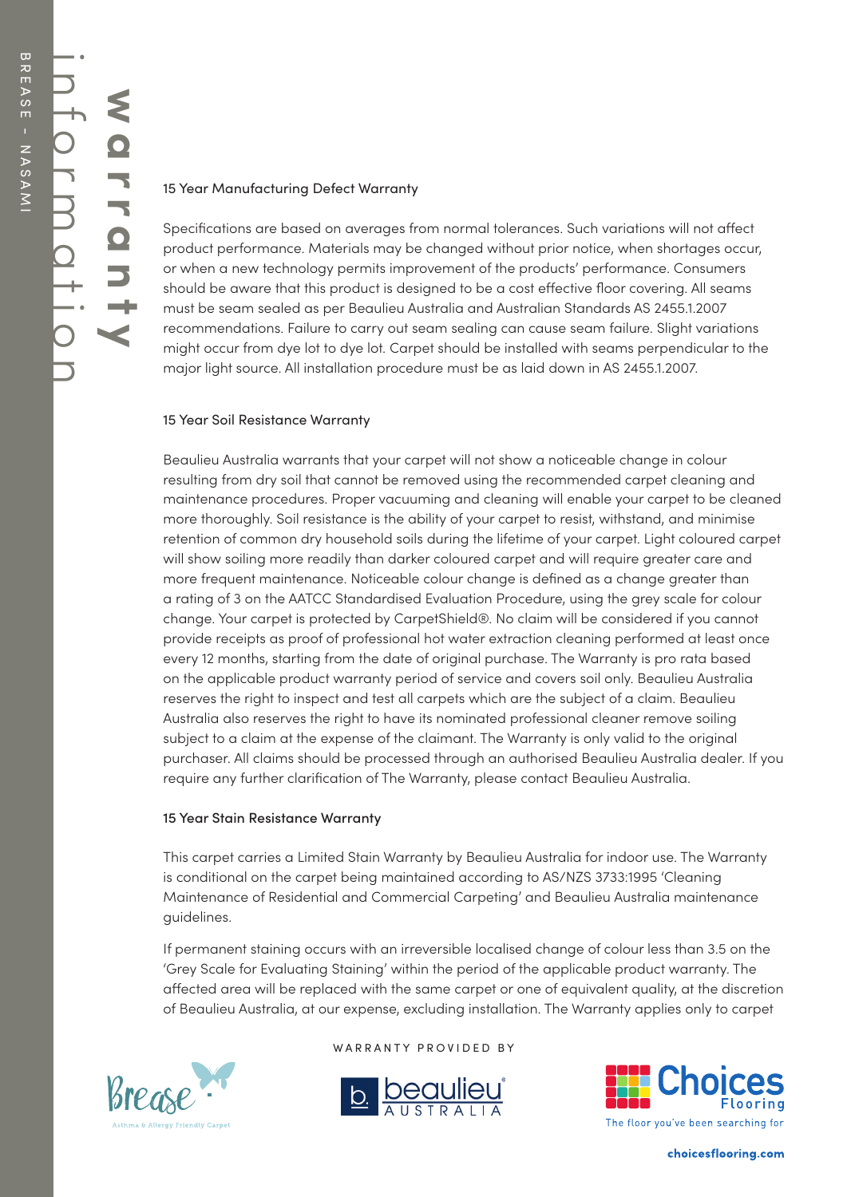# warranty information

### 15 Year Manufacturing Defect Warranty

Specifications are based on averages from normal tolerances. Such variations will not affect product performance. Materials may be changed without prior notice, when shortages occur, or when a new technology permits improvement of the products' performance. Consumers should be aware that this product is designed to be a cost effective floor covering. All seams must be seam sealed as per Beaulieu Australia and Australian Standards AS 2455.1.2007 recommendations. Failure to carry out seam sealing can cause seam failure. Slight variations might occur from dye lot to dye lot. Carpet should be installed with seams perpendicular to the major light source. All installation procedure must be as laid down in AS 2455.1.2007.

### 15 Year Soil Resistance Warranty

Beaulieu Australia warrants that your carpet will not show a noticeable change in colour resulting from dry soil that cannot be removed using the recommended carpet cleaning and maintenance procedures. Proper vacuuming and cleaning will enable your carpet to be cleaned more thoroughly. Soil resistance is the ability of your carpet to resist, withstand, and minimise retention of common dry household soils during the lifetime of your carpet. Light coloured carpet will show soiling more readily than darker coloured carpet and will require greater care and more frequent maintenance. Noticeable colour change is defined as a change greater than a rating of 3 on the AATCC Standardised Evaluation Procedure, using the grey scale for colour change. Your carpet is protected by CarpetShield®. No claim will be considered if you cannot provide receipts as proof of professional hot water extraction cleaning performed at least once every 12 months, starting from the date of original purchase. The Warranty is pro rata based on the applicable product warranty period of service and covers soil only. Beaulieu Australia reserves the right to inspect and test all carpets which are the subject of a claim. Beaulieu Australia also reserves the right to have its nominated professional cleaner remove soiling subject to a claim at the expense of the claimant. The Warranty is only valid to the original purchaser. All claims should be processed through an authorised Beaulieu Australia dealer. If you require any further clarification of The Warranty, please contact Beaulieu Australia.

### 15 Year Stain Resistance Warranty

This carpet carries a Limited Stain Warranty by Beaulieu Australia for indoor use. The Warranty is conditional on the carpet being maintained according to AS/NZS 3733:1995 'Cleaning Maintenance of Residential and Commercial Carpeting' and Beaulieu Australia maintenance guidelines.

If permanent staining occurs with an irreversible localised change of colour less than 3.5 on the 'Grey Scale for Evaluating Staining' within the period of the applicable product warranty. The affected area will be replaced with the same carpet or one of equivalent quality, at the discretion of Beaulieu Australia, at our expense, excluding installation. The Warranty applies only to carpet

WARRANTY PROVIDED BY

Brease – Asthma & Allergy Friendly Carpet

beaulieu AUSTRALIA

Choices Flooring – The floor you've been searching for

choicesflooring.com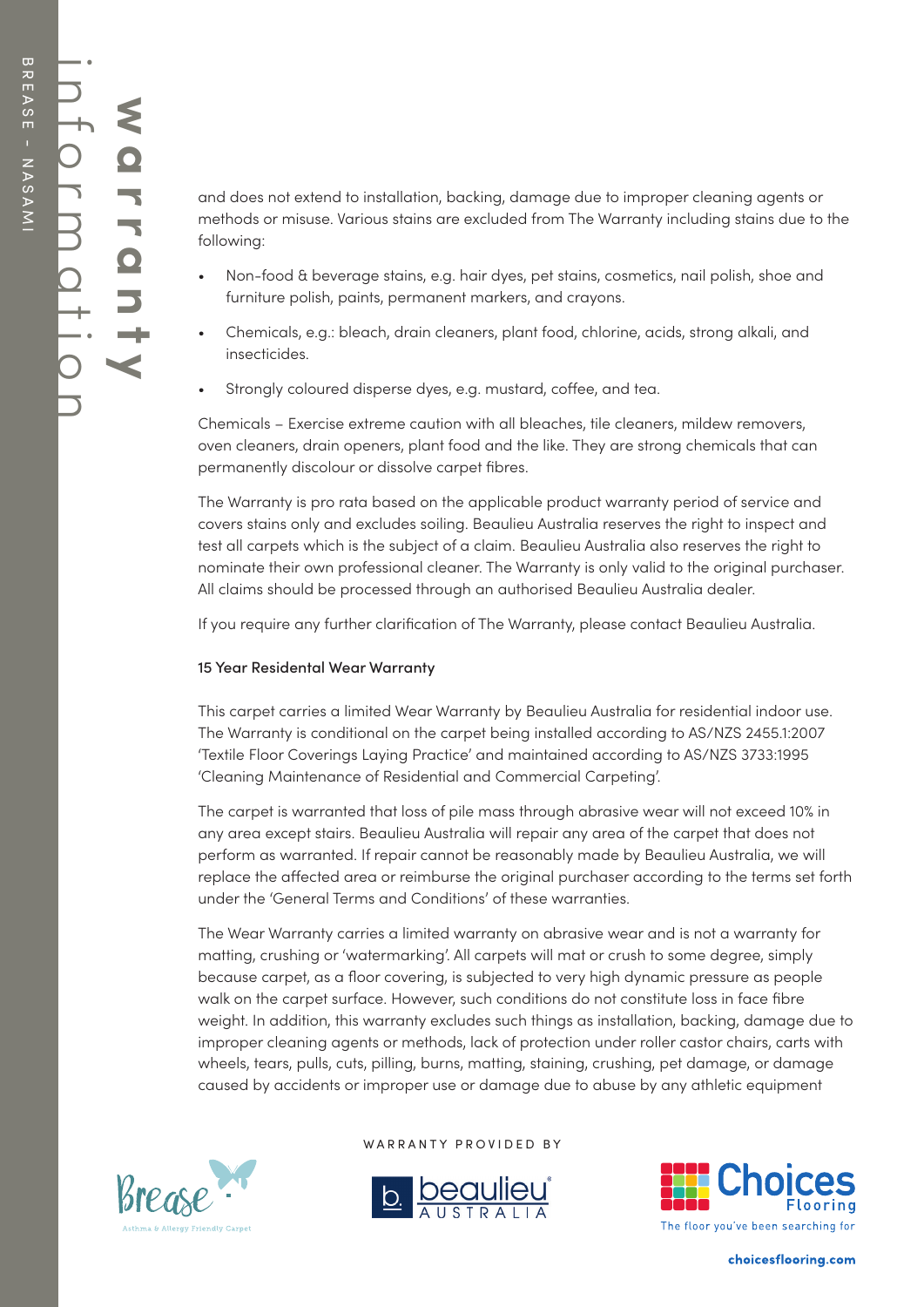and does not extend to installation, backing, damage due to improper cleaning agents or methods or misuse. Various stains are excluded from The Warranty including stains due to the following:

- Non-food & beverage stains, e.g. hair dyes, pet stains, cosmetics, nail polish, shoe and furniture polish, paints, permanent markers, and crayons.
- Chemicals, e.g.: bleach, drain cleaners, plant food, chlorine, acids, strong alkali, and insecticides.
- Strongly coloured disperse dyes, e.g. mustard, coffee, and tea.

Chemicals – Exercise extreme caution with all bleaches, tile cleaners, mildew removers, oven cleaners, drain openers, plant food and the like. They are strong chemicals that can permanently discolour or dissolve carpet fibres.

The Warranty is pro rata based on the applicable product warranty period of service and covers stains only and excludes soiling. Beaulieu Australia reserves the right to inspect and test all carpets which is the subject of a claim. Beaulieu Australia also reserves the right to nominate their own professional cleaner. The Warranty is only valid to the original purchaser. All claims should be processed through an authorised Beaulieu Australia dealer.

If you require any further clarification of The Warranty, please contact Beaulieu Australia.

### 15 Year Residental Wear Warranty

This carpet carries a limited Wear Warranty by Beaulieu Australia for residential indoor use. The Warranty is conditional on the carpet being installed according to AS/NZS 2455.1:2007 'Textile Floor Coverings Laying Practice' and maintained according to AS/NZS 3733:1995 'Cleaning Maintenance of Residential and Commercial Carpeting'.

The carpet is warranted that loss of pile mass through abrasive wear will not exceed 10% in any area except stairs. Beaulieu Australia will repair any area of the carpet that does not perform as warranted. If repair cannot be reasonably made by Beaulieu Australia, we will replace the affected area or reimburse the original purchaser according to the terms set forth under the 'General Terms and Conditions' of these warranties.

The Wear Warranty carries a limited warranty on abrasive wear and is not a warranty for matting, crushing or 'watermarking'. All carpets will mat or crush to some degree, simply because carpet, as a floor covering, is subjected to very high dynamic pressure as people walk on the carpet surface. However, such conditions do not constitute loss in face fibre weight. In addition, this warranty excludes such things as installation, backing, damage due to improper cleaning agents or methods, lack of protection under roller castor chairs, carts with wheels, tears, pulls, cuts, pilling, burns, matting, staining, crushing, pet damage, or damage caused by accidents or improper use or damage due to abuse by any athletic equipment

WARRANTY PROVIDED BY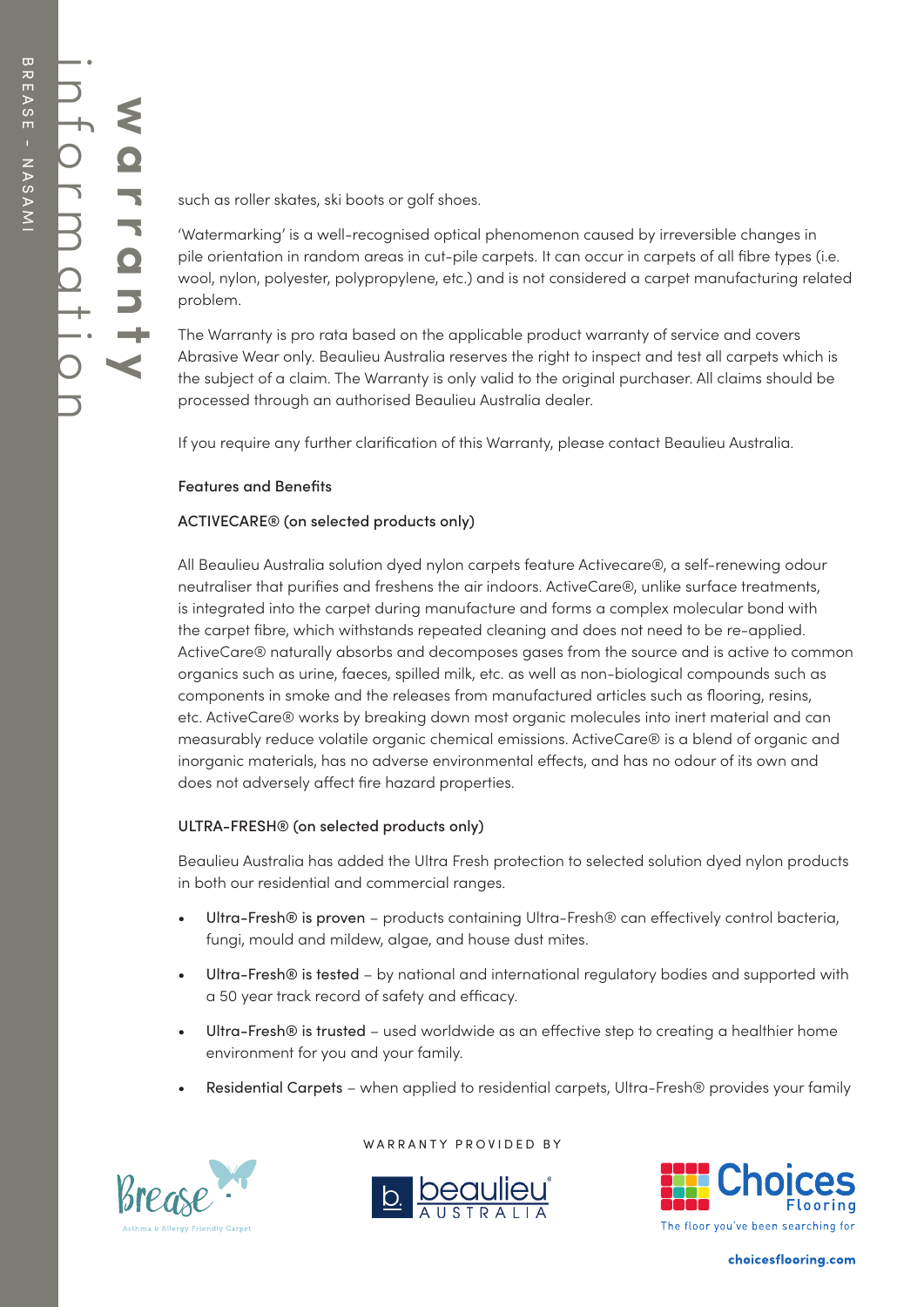such as roller skates, ski boots or golf shoes.

'Watermarking' is a well-recognised optical phenomenon caused by irreversible changes in pile orientation in random areas in cut-pile carpets. It can occur in carpets of all fibre types (i.e. wool, nylon, polyester, polypropylene, etc.) and is not considered a carpet manufacturing related problem.

The Warranty is pro rata based on the applicable product warranty of service and covers Abrasive Wear only. Beaulieu Australia reserves the right to inspect and test all carpets which is the subject of a claim. The Warranty is only valid to the original purchaser. All claims should be processed through an authorised Beaulieu Australia dealer.

If you require any further clarification of this Warranty, please contact Beaulieu Australia.

### Features and Benefits

#### ACTIVECARE® (on selected products only)

All Beaulieu Australia solution dyed nylon carpets feature Activecare®, a self-renewing odour neutraliser that purifies and freshens the air indoors. ActiveCare®, unlike surface treatments, is integrated into the carpet during manufacture and forms a complex molecular bond with the carpet fibre, which withstands repeated cleaning and does not need to be re-applied. ActiveCare® naturally absorbs and decomposes gases from the source and is active to common organics such as urine, faeces, spilled milk, etc. as well as non-biological compounds such as components in smoke and the releases from manufactured articles such as flooring, resins, etc. ActiveCare® works by breaking down most organic molecules into inert material and can measurably reduce volatile organic chemical emissions. ActiveCare® is a blend of organic and inorganic materials, has no adverse environmental effects, and has no odour of its own and does not adversely affect fire hazard properties.

#### ULTRA-FRESH® (on selected products only)

Beaulieu Australia has added the Ultra Fresh protection to selected solution dyed nylon products in both our residential and commercial ranges.

- Ultra-Fresh® is proven – products containing Ultra-Fresh® can effectively control bacteria, fungi, mould and mildew, algae, and house dust mites.
- Ultra-Fresh® is tested – by national and international regulatory bodies and supported with a 50 year track record of safety and efficacy.
- Ultra-Fresh® is trusted – used worldwide as an effective step to creating a healthier home environment for you and your family.
- Residential Carpets – when applied to residential carpets, Ultra-Fresh® provides your family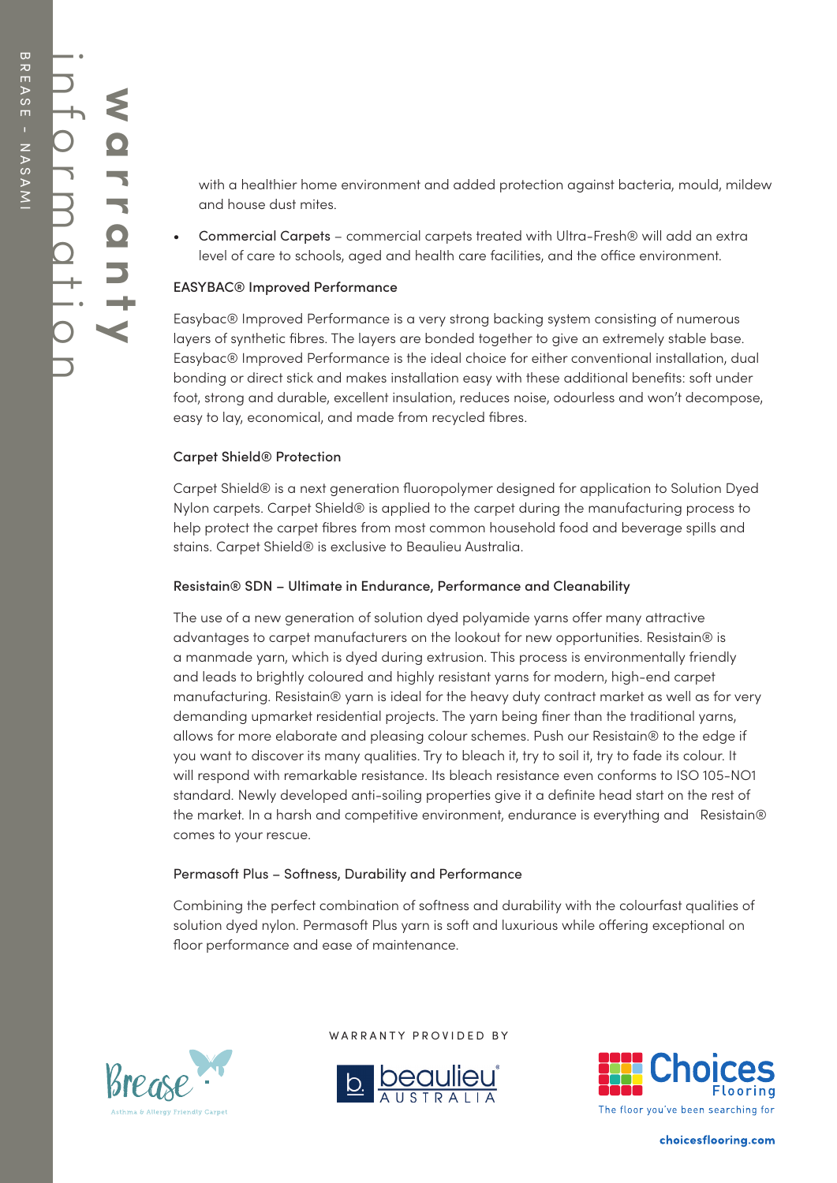with a healthier home environment and added protection against bacteria, mould, mildew and house dust mites.

- Commercial Carpets – commercial carpets treated with Ultra-Fresh® will add an extra level of care to schools, aged and health care facilities, and the office environment.

### EASYBAC® Improved Performance

Easybac® Improved Performance is a very strong backing system consisting of numerous layers of synthetic fibres. The layers are bonded together to give an extremely stable base. Easybac® Improved Performance is the ideal choice for either conventional installation, dual bonding or direct stick and makes installation easy with these additional benefits: soft under foot, strong and durable, excellent insulation, reduces noise, odourless and won't decompose, easy to lay, economical, and made from recycled fibres.

### Carpet Shield® Protection

Carpet Shield® is a next generation fluoropolymer designed for application to Solution Dyed Nylon carpets. Carpet Shield® is applied to the carpet during the manufacturing process to help protect the carpet fibres from most common household food and beverage spills and stains. Carpet Shield® is exclusive to Beaulieu Australia.

### Resistain® SDN – Ultimate in Endurance, Performance and Cleanability

The use of a new generation of solution dyed polyamide yarns offer many attractive advantages to carpet manufacturers on the lookout for new opportunities. Resistain® is a manmade yarn, which is dyed during extrusion. This process is environmentally friendly and leads to brightly coloured and highly resistant yarns for modern, high-end carpet manufacturing. Resistain® yarn is ideal for the heavy duty contract market as well as for very demanding upmarket residential projects. The yarn being finer than the traditional yarns, allows for more elaborate and pleasing colour schemes. Push our Resistain® to the edge if you want to discover its many qualities. Try to bleach it, try to soil it, try to fade its colour. It will respond with remarkable resistance. Its bleach resistance even conforms to ISO 105-NO1 standard. Newly developed anti-soiling properties give it a definite head start on the rest of the market. In a harsh and competitive environment, endurance is everything and Resistain® comes to your rescue.

### Permasoft Plus – Softness, Durability and Performance

Combining the perfect combination of softness and durability with the colourfast qualities of solution dyed nylon. Permasoft Plus yarn is soft and luxurious while offering exceptional on floor performance and ease of maintenance.

WARRANTY PROVIDED BY

Brease – Asthma & Allergy Friendly Carpet

beaulieu AUSTRALIA

Choices Flooring – The floor you've been searching for

choicesflooring.com